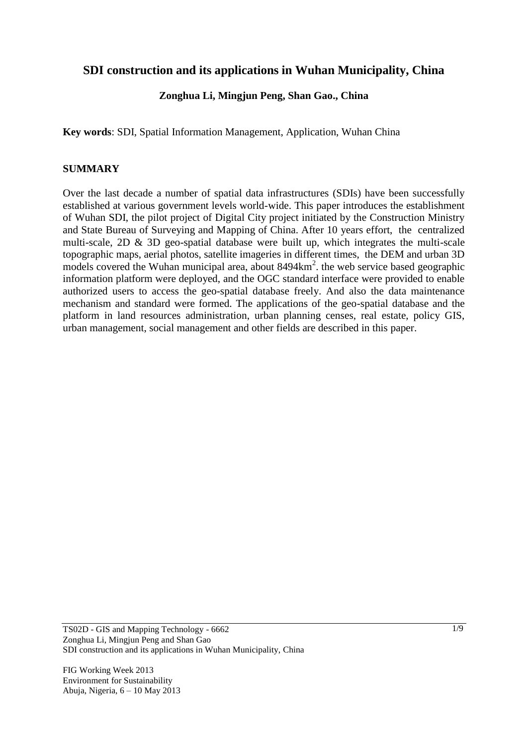# SDI construction and its applications in Wuhan Municipality, China

**Zonghua Li, Mingjun Peng, Shan Gao., China**

**Key words**: SDI, Spatial Information Management, Application, Wuhan China

## SUMMARY

Over the last decade a number of spatial data infrastructures (SDIs) have been successfully established at various government levels world-wide. This paper introduces the establishment of Wuhan SDI, the pilot project of Digital City project initiated by the Construction Ministry and State Bureau of Surveying and Mapping of China. After 10 years effort, the centralized multi-scale, 2D & 3D geo-spatial database were built up, which integrates the multi-scale topographic maps, aerial photos, satellite imageries in different times, the DEM and urban 3D models covered the Wuhan municipal area, about 8494km$^2$. the web service based geographic information platform were deployed, and the OGC standard interface were provided to enable authorized users to access the geo-spatial database freely. And also the data maintenance mechanism and standard were formed. The applications of the geo-spatial database and the platform in land resources administration, urban planning censes, real estate, policy GIS, urban management, social management and other fields are described in this paper.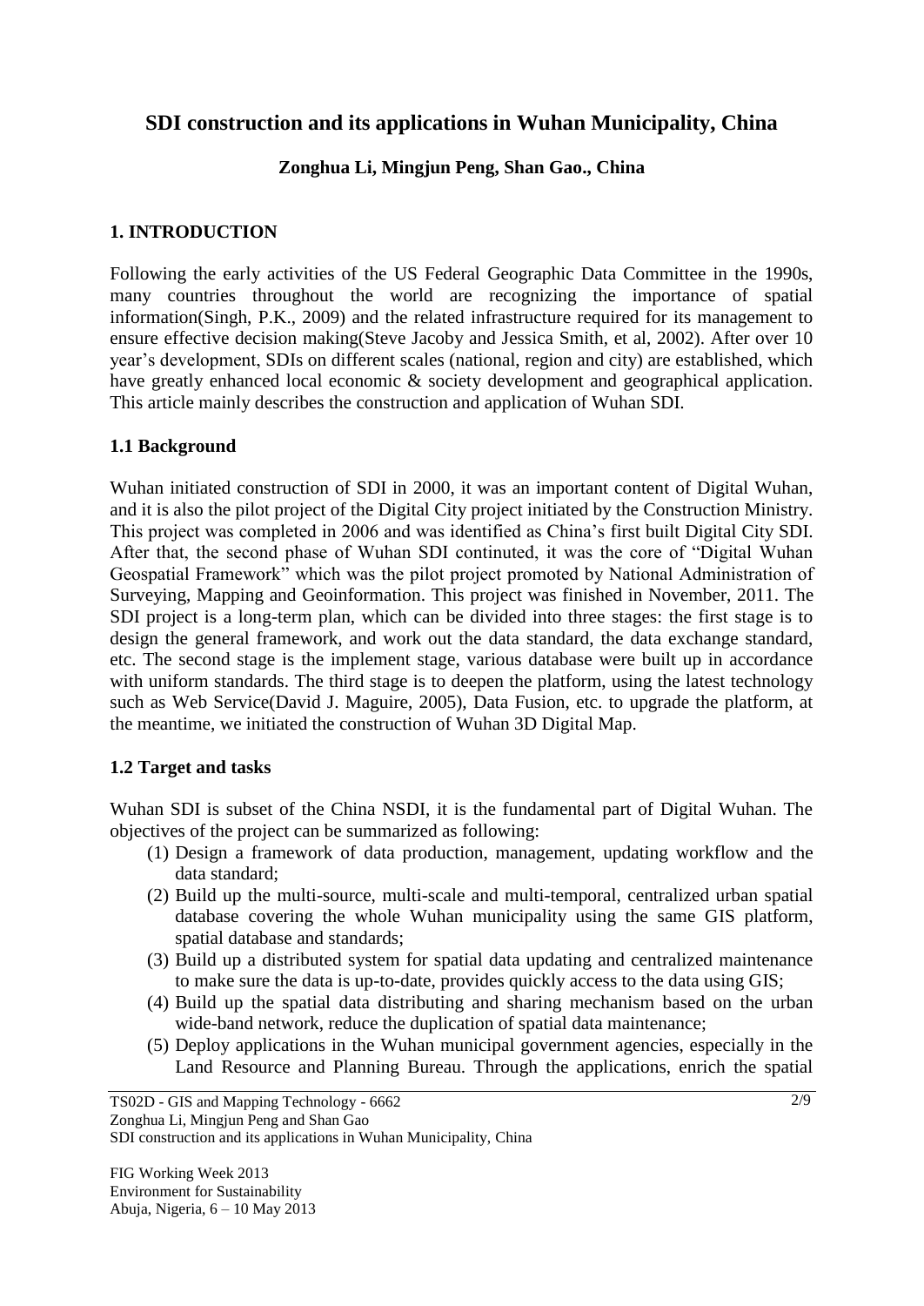# SDI construction and its applications in Wuhan Municipality, China

**Zonghua Li, Mingjun Peng, Shan Gao., China**

## 1. INTRODUCTION

Following the early activities of the US Federal Geographic Data Committee in the 1990s, many countries throughout the world are recognizing the importance of spatial information(Singh, P.K., 2009) and the related infrastructure required for its management to ensure effective decision making(Steve Jacoby and Jessica Smith, et al, 2002). After over 10 year's development, SDIs on different scales (national, region and city) are established, which have greatly enhanced local economic & society development and geographical application. This article mainly describes the construction and application of Wuhan SDI.

### 1.1 Background

Wuhan initiated construction of SDI in 2000, it was an important content of Digital Wuhan, and it is also the pilot project of the Digital City project initiated by the Construction Ministry. This project was completed in 2006 and was identified as China's first built Digital City SDI. After that, the second phase of Wuhan SDI continuted, it was the core of "Digital Wuhan Geospatial Framework" which was the pilot project promoted by National Administration of Surveying, Mapping and Geoinformation. This project was finished in November, 2011. The SDI project is a long-term plan, which can be divided into three stages: the first stage is to design the general framework, and work out the data standard, the data exchange standard, etc. The second stage is the implement stage, various database were built up in accordance with uniform standards. The third stage is to deepen the platform, using the latest technology such as Web Service(David J. Maguire, 2005), Data Fusion, etc. to upgrade the platform, at the meantime, we initiated the construction of Wuhan 3D Digital Map.

### 1.2 Target and tasks

Wuhan SDI is subset of the China NSDI, it is the fundamental part of Digital Wuhan. The objectives of the project can be summarized as following:

1. Design a framework of data production, management, updating workflow and the data standard;
2. Build up the multi-source, multi-scale and multi-temporal, centralized urban spatial database covering the whole Wuhan municipality using the same GIS platform, spatial database and standards;
3. Build up a distributed system for spatial data updating and centralized maintenance to make sure the data is up-to-date, provides quickly access to the data using GIS;
4. Build up the spatial data distributing and sharing mechanism based on the urban wide-band network, reduce the duplication of spatial data maintenance;
5. Deploy applications in the Wuhan municipal government agencies, especially in the Land Resource and Planning Bureau. Through the applications, enrich the spatial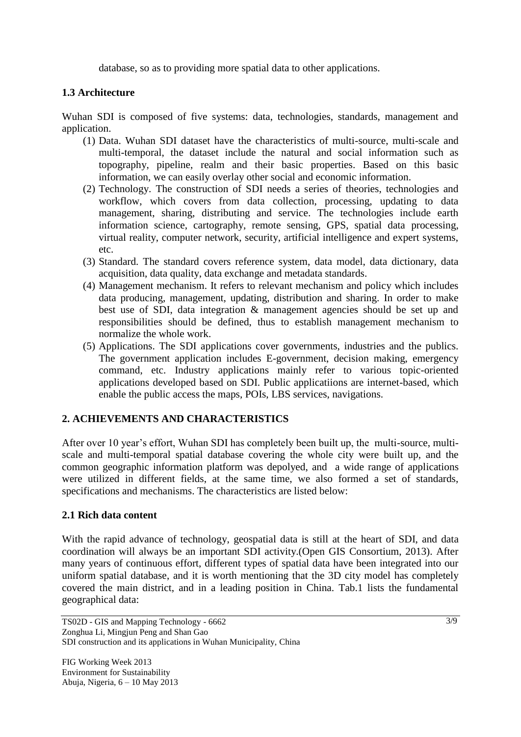database, so as to providing more spatial data to other applications.

### 1.3 Architecture

Wuhan SDI is composed of five systems: data, technologies, standards, management and application.

(1) Data. Wuhan SDI dataset have the characteristics of multi-source, multi-scale and multi-temporal, the dataset include the natural and social information such as topography, pipeline, realm and their basic properties. Based on this basic information, we can easily overlay other social and economic information.

(2) Technology. The construction of SDI needs a series of theories, technologies and workflow, which covers from data collection, processing, updating to data management, sharing, distributing and service. The technologies include earth information science, cartography, remote sensing, GPS, spatial data processing, virtual reality, computer network, security, artificial intelligence and expert systems, etc.

(3) Standard. The standard covers reference system, data model, data dictionary, data acquisition, data quality, data exchange and metadata standards.

(4) Management mechanism. It refers to relevant mechanism and policy which includes data producing, management, updating, distribution and sharing. In order to make best use of SDI, data integration & management agencies should be set up and responsibilities should be defined, thus to establish management mechanism to normalize the whole work.

(5) Applications. The SDI applications cover governments, industries and the publics. The government application includes E-government, decision making, emergency command, etc. Industry applications mainly refer to various topic-oriented applications developed based on SDI. Public applicatiions are internet-based, which enable the public access the maps, POIs, LBS services, navigations.

## 2. ACHIEVEMENTS AND CHARACTERISTICS

After over 10 year's effort, Wuhan SDI has completely been built up, the multi-source, multi-scale and multi-temporal spatial database covering the whole city were built up, and the common geographic information platform was depolyed, and a wide range of applications were utilized in different fields, at the same time, we also formed a set of standards, specifications and mechanisms. The characteristics are listed below:

### 2.1 Rich data content

With the rapid advance of technology, geospatial data is still at the heart of SDI, and data coordination will always be an important SDI activity.(Open GIS Consortium, 2013). After many years of continuous effort, different types of spatial data have been integrated into our uniform spatial database, and it is worth mentioning that the 3D city model has completely covered the main district, and in a leading position in China. Tab.1 lists the fundamental geographical data: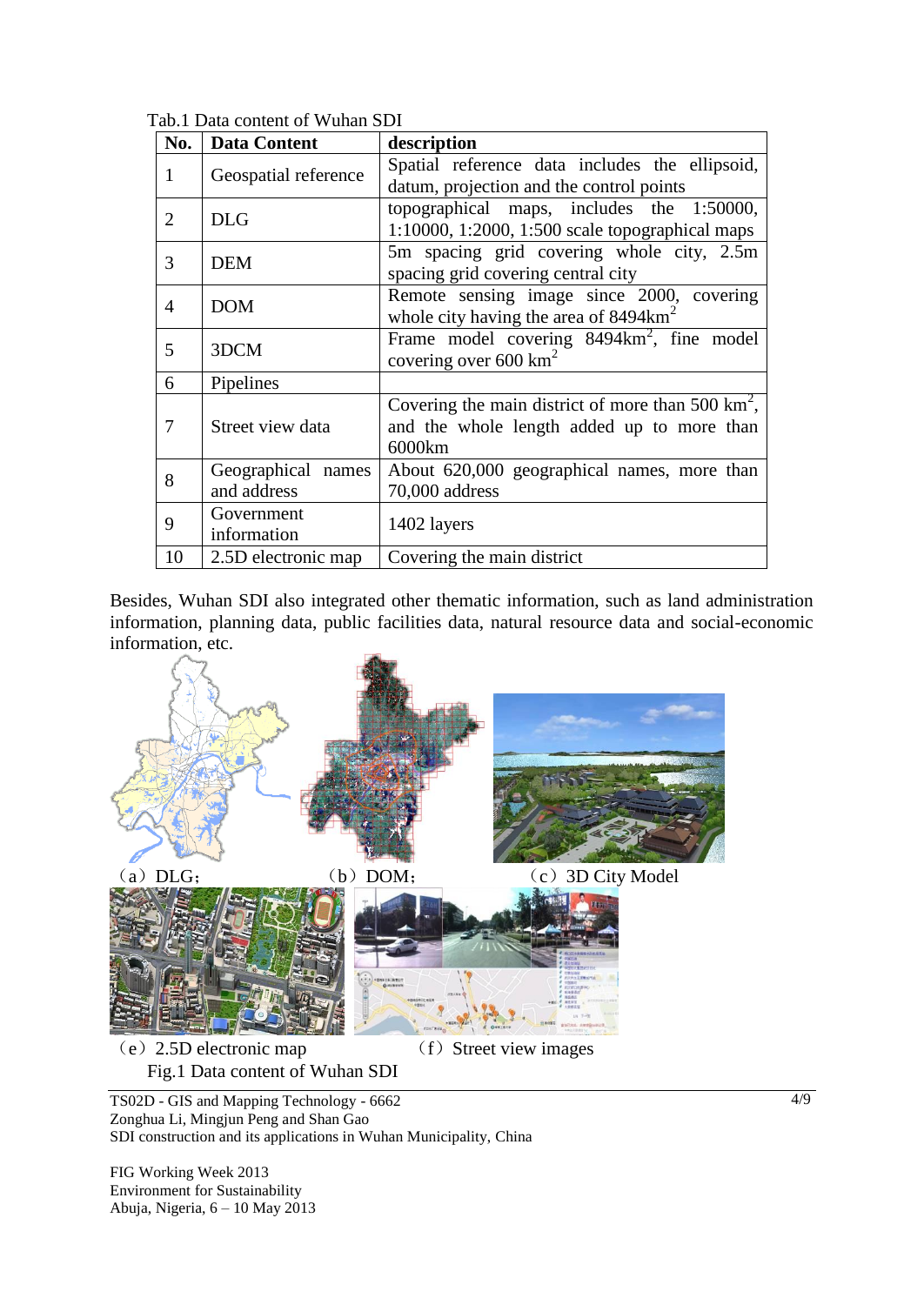Tab.1 Data content of Wuhan SDI

| No. | Data Content | description |
|---|---|---|
| 1 | Geospatial reference | Spatial reference data includes the ellipsoid, datum, projection and the control points |
| 2 | DLG | topographical maps, includes the 1:50000, 1:10000, 1:2000, 1:500 scale topographical maps |
| 3 | DEM | 5m spacing grid covering whole city, 2.5m spacing grid covering central city |
| 4 | DOM | Remote sensing image since 2000, covering whole city having the area of 8494km$^2$ |
| 5 | 3DCM | Frame model covering 8494km$^2$, fine model covering over 600 km$^2$ |
| 6 | Pipelines | |
| 7 | Street view data | Covering the main district of more than 500 km$^2$, and the whole length added up to more than 6000km |
| 8 | Geographical names and address | About 620,000 geographical names, more than 70,000 address |
| 9 | Government information | 1402 layers |
| 10 | 2.5D electronic map | Covering the main district |

Besides, Wuhan SDI also integrated other thematic information, such as land administration information, planning data, public facilities data, natural resource data and social-economic information, etc.

（a）DLG; （b）DOM; （c）3D City Model

（e）2.5D electronic map （f）Street view images

Fig.1 Data content of Wuhan SDI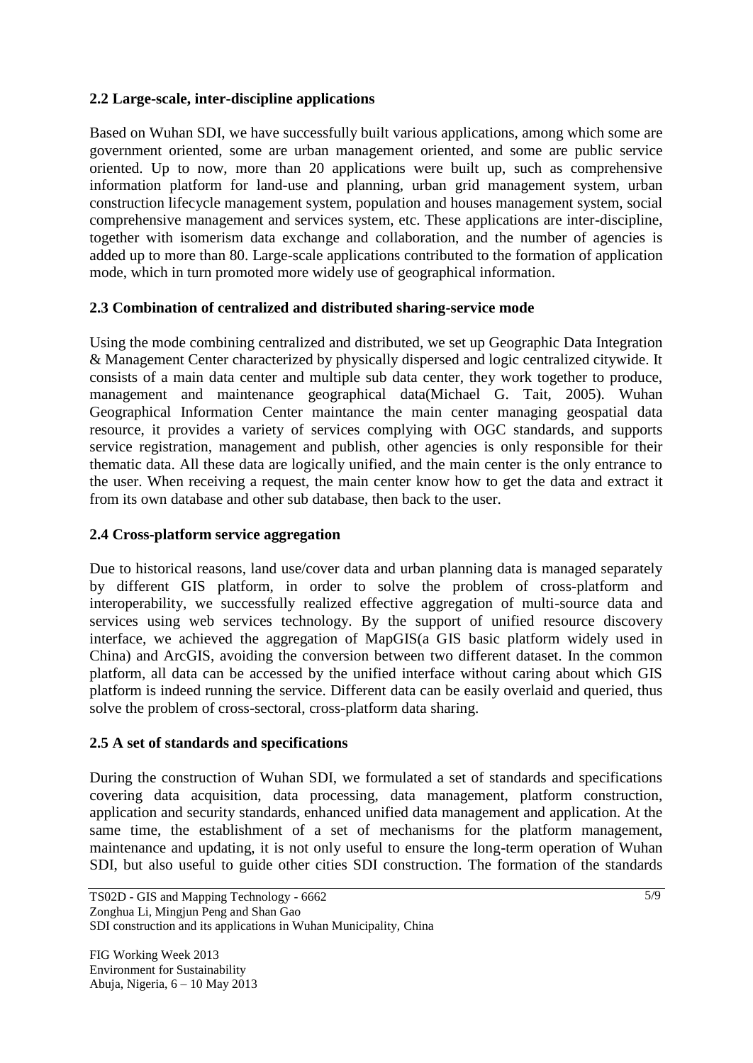## 2.2 Large-scale, inter-discipline applications

Based on Wuhan SDI, we have successfully built various applications, among which some are government oriented, some are urban management oriented, and some are public service oriented. Up to now, more than 20 applications were built up, such as comprehensive information platform for land-use and planning, urban grid management system, urban construction lifecycle management system, population and houses management system, social comprehensive management and services system, etc. These applications are inter-discipline, together with isomerism data exchange and collaboration, and the number of agencies is added up to more than 80. Large-scale applications contributed to the formation of application mode, which in turn promoted more widely use of geographical information.

## 2.3 Combination of centralized and distributed sharing-service mode

Using the mode combining centralized and distributed, we set up Geographic Data Integration & Management Center characterized by physically dispersed and logic centralized citywide. It consists of a main data center and multiple sub data center, they work together to produce, management and maintenance geographical data(Michael G. Tait, 2005). Wuhan Geographical Information Center maintance the main center managing geospatial data resource, it provides a variety of services complying with OGC standards, and supports service registration, management and publish, other agencies is only responsible for their thematic data. All these data are logically unified, and the main center is the only entrance to the user. When receiving a request, the main center know how to get the data and extract it from its own database and other sub database, then back to the user.

## 2.4 Cross-platform service aggregation

Due to historical reasons, land use/cover data and urban planning data is managed separately by different GIS platform, in order to solve the problem of cross-platform and interoperability, we successfully realized effective aggregation of multi-source data and services using web services technology. By the support of unified resource discovery interface, we achieved the aggregation of MapGIS(a GIS basic platform widely used in China) and ArcGIS, avoiding the conversion between two different dataset. In the common platform, all data can be accessed by the unified interface without caring about which GIS platform is indeed running the service. Different data can be easily overlaid and queried, thus solve the problem of cross-sectoral, cross-platform data sharing.

## 2.5 A set of standards and specifications

During the construction of Wuhan SDI, we formulated a set of standards and specifications covering data acquisition, data processing, data management, platform construction, application and security standards, enhanced unified data management and application. At the same time, the establishment of a set of mechanisms for the platform management, maintenance and updating, it is not only useful to ensure the long-term operation of Wuhan SDI, but also useful to guide other cities SDI construction. The formation of the standards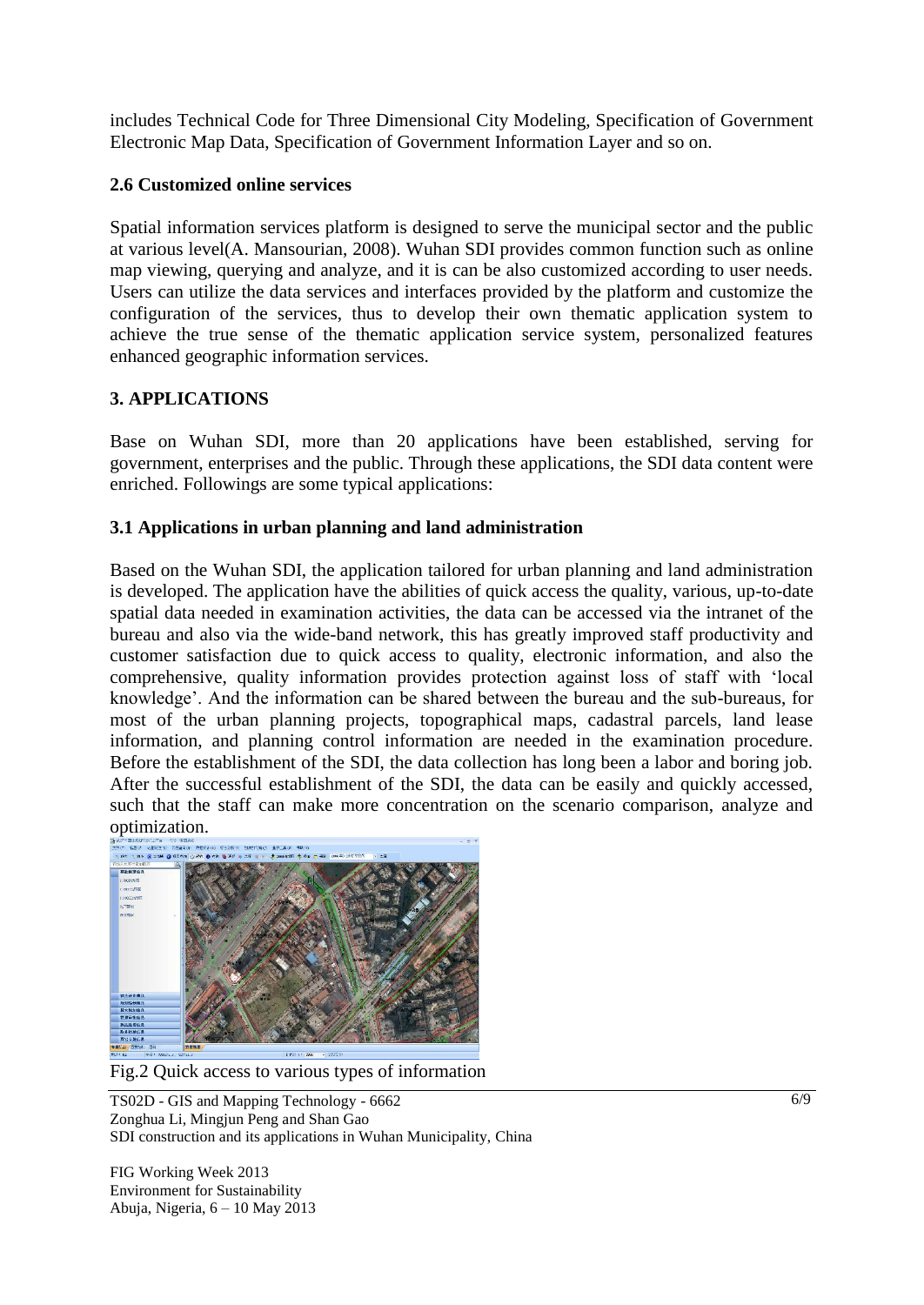includes Technical Code for Three Dimensional City Modeling, Specification of Government Electronic Map Data, Specification of Government Information Layer and so on.

### 2.6 Customized online services

Spatial information services platform is designed to serve the municipal sector and the public at various level(A. Mansourian, 2008). Wuhan SDI provides common function such as online map viewing, querying and analyze, and it is can be also customized according to user needs. Users can utilize the data services and interfaces provided by the platform and customize the configuration of the services, thus to develop their own thematic application system to achieve the true sense of the thematic application service system, personalized features enhanced geographic information services.

## 3. APPLICATIONS

Base on Wuhan SDI, more than 20 applications have been established, serving for government, enterprises and the public. Through these applications, the SDI data content were enriched. Followings are some typical applications:

### 3.1 Applications in urban planning and land administration

Based on the Wuhan SDI, the application tailored for urban planning and land administration is developed. The application have the abilities of quick access the quality, various, up-to-date spatial data needed in examination activities, the data can be accessed via the intranet of the bureau and also via the wide-band network, this has greatly improved staff productivity and customer satisfaction due to quick access to quality, electronic information, and also the comprehensive, quality information provides protection against loss of staff with 'local knowledge'. And the information can be shared between the bureau and the sub-bureaus, for most of the urban planning projects, topographical maps, cadastral parcels, land lease information, and planning control information are needed in the examination procedure. Before the establishment of the SDI, the data collection has long been a labor and boring job. After the successful establishment of the SDI, the data can be easily and quickly accessed, such that the staff can make more concentration on the scenario comparison, analyze and optimization.

Fig.2 Quick access to various types of information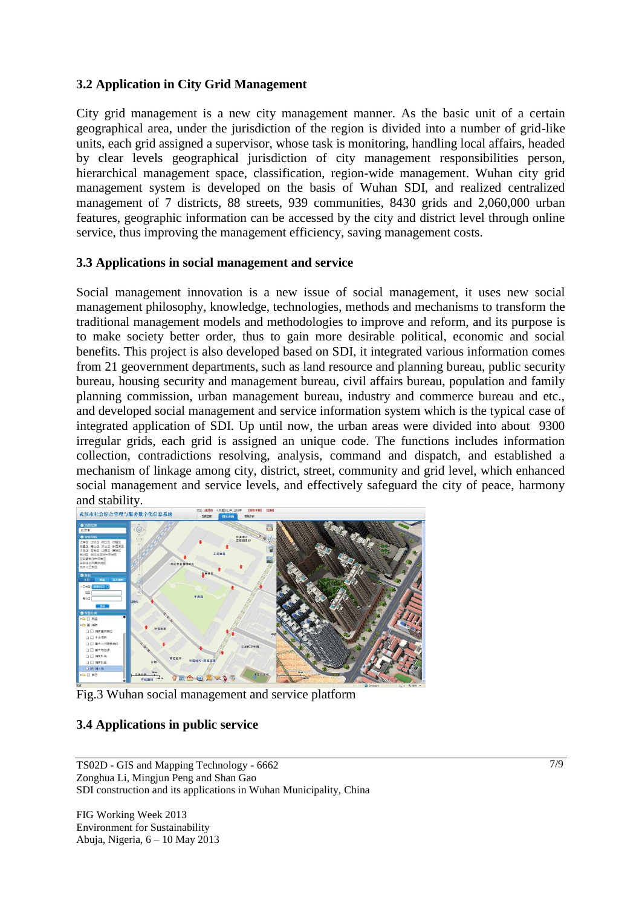### 3.2 Application in City Grid Management

City grid management is a new city management manner. As the basic unit of a certain geographical area, under the jurisdiction of the region is divided into a number of grid-like units, each grid assigned a supervisor, whose task is monitoring, handling local affairs, headed by clear levels geographical jurisdiction of city management responsibilities person, hierarchical management space, classification, region-wide management. Wuhan city grid management system is developed on the basis of Wuhan SDI, and realized centralized management of 7 districts, 88 streets, 939 communities, 8430 grids and 2,060,000 urban features, geographic information can be accessed by the city and district level through online service, thus improving the management efficiency, saving management costs.

### 3.3 Applications in social management and service

Social management innovation is a new issue of social management, it uses new social management philosophy, knowledge, technologies, methods and mechanisms to transform the traditional management models and methodologies to improve and reform, and its purpose is to make society better order, thus to gain more desirable political, economic and social benefits. This project is also developed based on SDI, it integrated various information comes from 21 geovernment departments, such as land resource and planning bureau, public security bureau, housing security and management bureau, civil affairs bureau, population and family planning commission, urban management bureau, industry and commerce bureau and etc., and developed social management and service information system which is the typical case of integrated application of SDI. Up until now, the urban areas were divided into about 9300 irregular grids, each grid is assigned an unique code. The functions includes information collection, contradictions resolving, analysis, command and dispatch, and established a mechanism of linkage among city, district, street, community and grid level, which enhanced social management and service levels, and effectively safeguard the city of peace, harmony and stability.

Fig.3 Wuhan social management and service platform

### 3.4 Applications in public service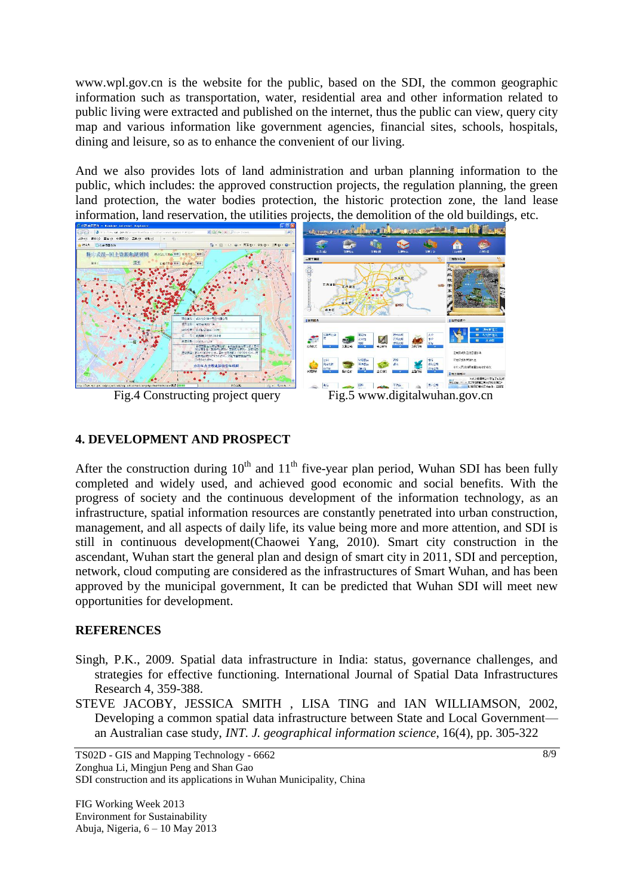www.wpl.gov.cn is the website for the public, based on the SDI, the common geographic information such as transportation, water, residential area and other information related to public living were extracted and published on the internet, thus the public can view, query city map and various information like government agencies, financial sites, schools, hospitals, dining and leisure, so as to enhance the convenient of our living.

And we also provides lots of land administration and urban planning information to the public, which includes: the approved construction projects, the regulation planning, the green land protection, the water bodies protection, the historic protection zone, the land lease information, land reservation, the utilities projects, the demolition of the old buildings, etc.

Fig.4 Constructing project query

Fig.5 www.digitalwuhan.gov.cn

## 4. DEVELOPMENT AND PROSPECT

After the construction during 10th and 11th five-year plan period, Wuhan SDI has been fully completed and widely used, and achieved good economic and social benefits. With the progress of society and the continuous development of the information technology, as an infrastructure, spatial information resources are constantly penetrated into urban construction, management, and all aspects of daily life, its value being more and more attention, and SDI is still in continuous development(Chaowei Yang, 2010). Smart city construction in the ascendant, Wuhan start the general plan and design of smart city in 2011, SDI and perception, network, cloud computing are considered as the infrastructures of Smart Wuhan, and has been approved by the municipal government, It can be predicted that Wuhan SDI will meet new opportunities for development.

## REFERENCES

Singh, P.K., 2009. Spatial data infrastructure in India: status, governance challenges, and strategies for effective functioning. International Journal of Spatial Data Infrastructures Research 4, 359-388.

STEVE JACOBY, JESSICA SMITH , LISA TING and IAN WILLIAMSON, 2002, Developing a common spatial data infrastructure between State and Local Government—an Australian case study, *INT. J. geographical information science*, 16(4), pp. 305-322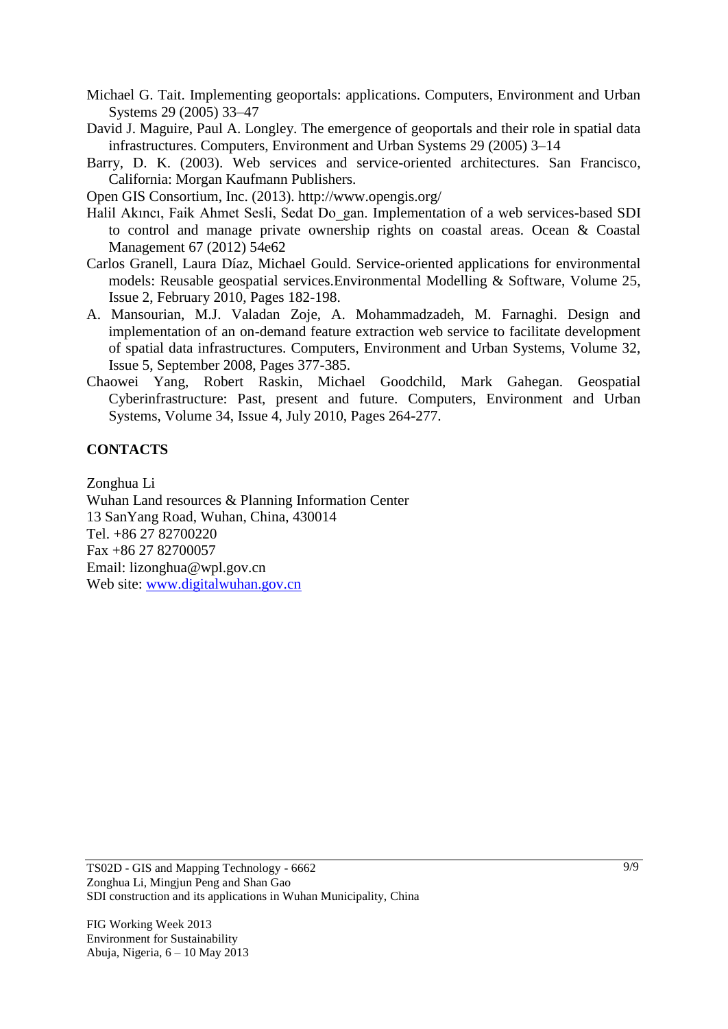Michael G. Tait. Implementing geoportals: applications. Computers, Environment and Urban Systems 29 (2005) 33–47

David J. Maguire, Paul A. Longley. The emergence of geoportals and their role in spatial data infrastructures. Computers, Environment and Urban Systems 29 (2005) 3–14

Barry, D. K. (2003). Web services and service-oriented architectures. San Francisco, California: Morgan Kaufmann Publishers.

Open GIS Consortium, Inc. (2013). http://www.opengis.org/

Halil Akıncı, Faik Ahmet Sesli, Sedat Do_gan. Implementation of a web services-based SDI to control and manage private ownership rights on coastal areas. Ocean & Coastal Management 67 (2012) 54e62

Carlos Granell, Laura Díaz, Michael Gould. Service-oriented applications for environmental models: Reusable geospatial services.Environmental Modelling & Software, Volume 25, Issue 2, February 2010, Pages 182-198.

A. Mansourian, M.J. Valadan Zoje, A. Mohammadzadeh, M. Farnaghi. Design and implementation of an on-demand feature extraction web service to facilitate development of spatial data infrastructures. Computers, Environment and Urban Systems, Volume 32, Issue 5, September 2008, Pages 377-385.

Chaowei Yang, Robert Raskin, Michael Goodchild, Mark Gahegan. Geospatial Cyberinfrastructure: Past, present and future. Computers, Environment and Urban Systems, Volume 34, Issue 4, July 2010, Pages 264-277.

## CONTACTS

Zonghua Li
Wuhan Land resources & Planning Information Center
13 SanYang Road, Wuhan, China, 430014
Tel. +86 27 82700220
Fax +86 27 82700057
Email: lizonghua@wpl.gov.cn
Web site: www.digitalwuhan.gov.cn